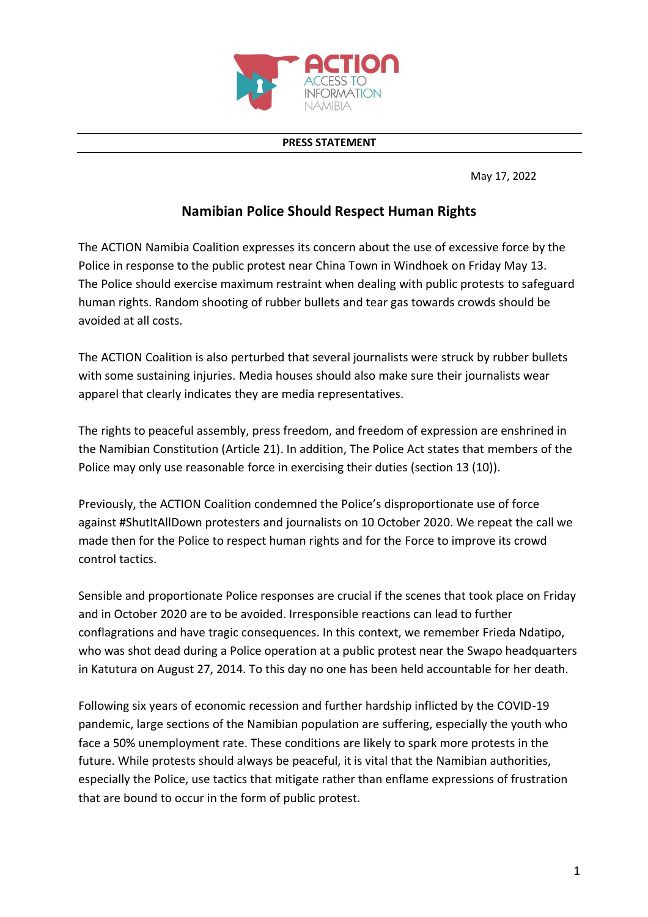**ACTION**
ACCESS TO INFORMATION NAMIBIA

**PRESS STATEMENT**

May 17, 2022

# Namibian Police Should Respect Human Rights

The ACTION Namibia Coalition expresses its concern about the use of excessive force by the Police in response to the public protest near China Town in Windhoek on Friday May 13. The Police should exercise maximum restraint when dealing with public protests to safeguard human rights. Random shooting of rubber bullets and tear gas towards crowds should be avoided at all costs.

The ACTION Coalition is also perturbed that several journalists were struck by rubber bullets with some sustaining injuries. Media houses should also make sure their journalists wear apparel that clearly indicates they are media representatives.

The rights to peaceful assembly, press freedom, and freedom of expression are enshrined in the Namibian Constitution (Article 21). In addition, The Police Act states that members of the Police may only use reasonable force in exercising their duties (section 13 (10)).

Previously, the ACTION Coalition condemned the Police's disproportionate use of force against #ShutItAllDown protesters and journalists on 10 October 2020. We repeat the call we made then for the Police to respect human rights and for the Force to improve its crowd control tactics.

Sensible and proportionate Police responses are crucial if the scenes that took place on Friday and in October 2020 are to be avoided. Irresponsible reactions can lead to further conflagrations and have tragic consequences. In this context, we remember Frieda Ndatipo, who was shot dead during a Police operation at a public protest near the Swapo headquarters in Katutura on August 27, 2014. To this day no one has been held accountable for her death.

Following six years of economic recession and further hardship inflicted by the COVID-19 pandemic, large sections of the Namibian population are suffering, especially the youth who face a 50% unemployment rate. These conditions are likely to spark more protests in the future. While protests should always be peaceful, it is vital that the Namibian authorities, especially the Police, use tactics that mitigate rather than enflame expressions of frustration that are bound to occur in the form of public protest.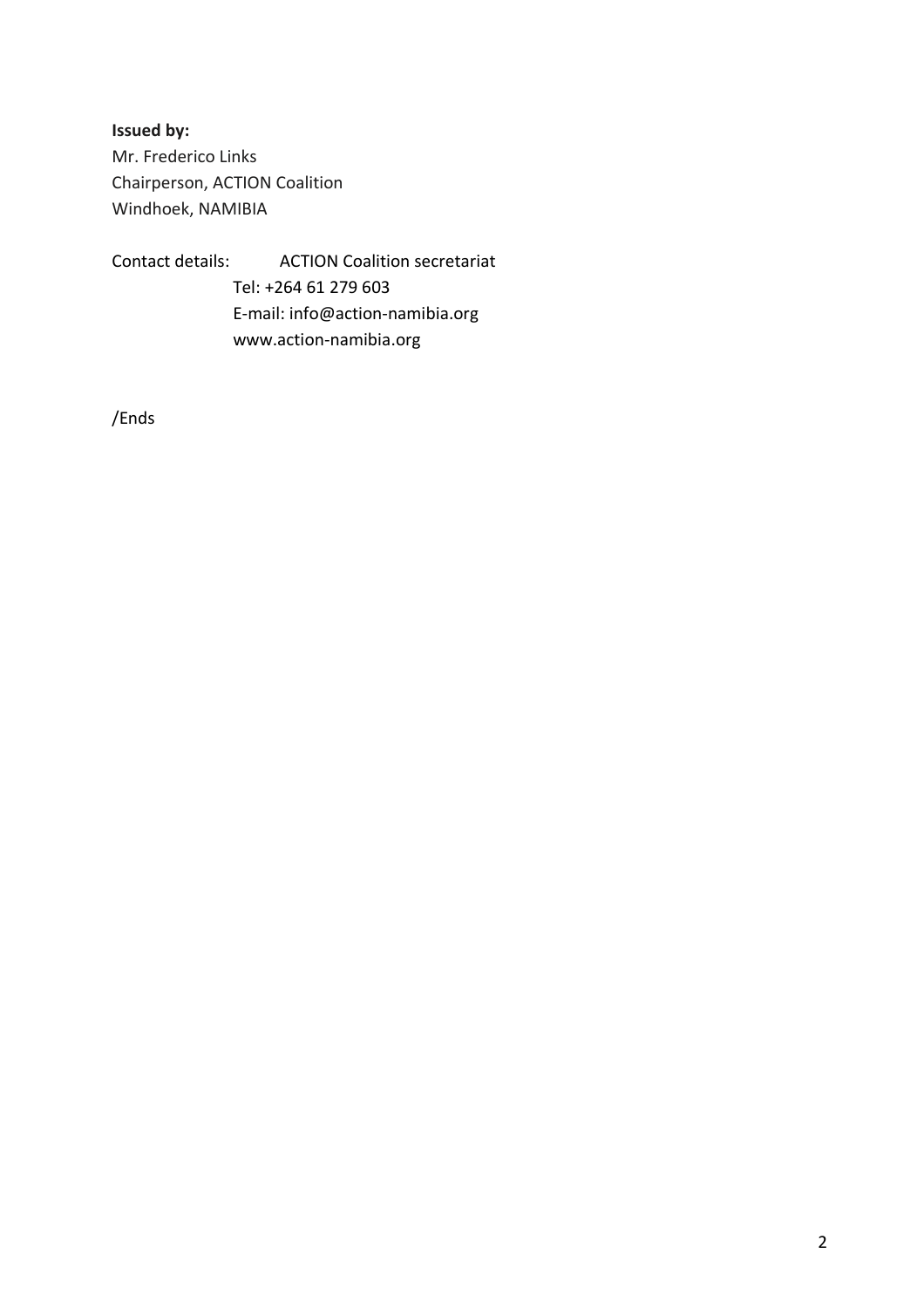**Issued by:**
Mr. Frederico Links
Chairperson, ACTION Coalition
Windhoek, NAMIBIA

Contact details: ACTION Coalition secretariat
Tel: +264 61 279 603
E-mail: info@action-namibia.org
www.action-namibia.org

/Ends